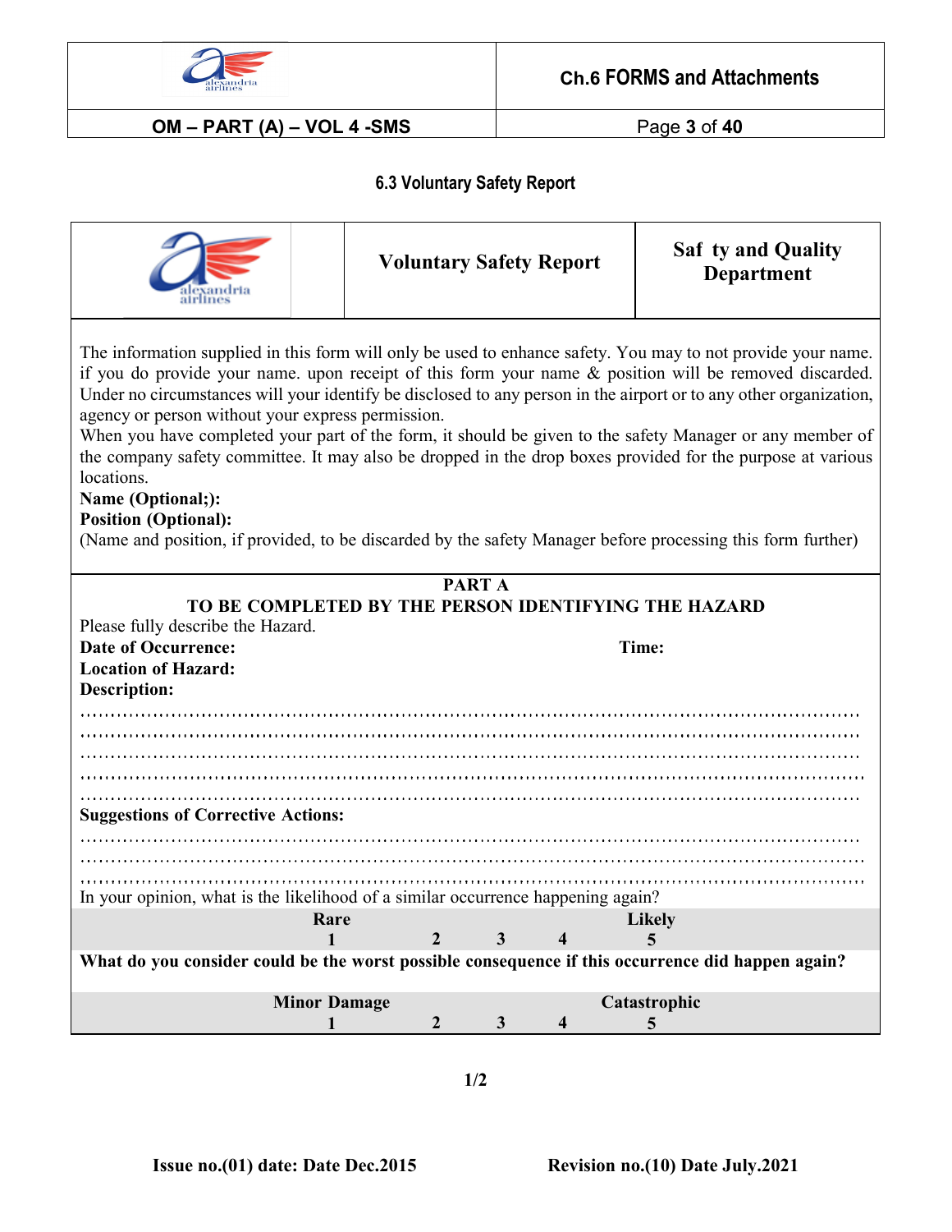## 6.3 Voluntary Safety Report

| | Voluntary Safety Report | Saf ty and Quality Department |
|---|---|---|

The information supplied in this form will only be used to enhance safety. You may to not provide your name. if you do provide your name. upon receipt of this form your name & position will be removed discarded. Under no circumstances will your identify be disclosed to any person in the airport or to any other organization, agency or person without your express permission.

When you have completed your part of the form, it should be given to the safety Manager or any member of the company safety committee. It may also be dropped in the drop boxes provided for the purpose at various locations.

**Name (Optional;):**

**Position (Optional):**

(Name and position, if provided, to be discarded by the safety Manager before processing this form further)

**PART A**

**TO BE COMPLETED BY THE PERSON IDENTIFYING THE HAZARD**

Please fully describe the Hazard.

**Date of Occurrence:** **Time:**

**Location of Hazard:**

**Description:**

……………………………………………………………………………………………………………
……………………………………………………………………………………………………………
……………………………………………………………………………………………………………
……………………………………………………………………………………………………………
……………………………………………………………………………………………………………

**Suggestions of Corrective Actions:**

……………………………………………………………………………………………………………
……………………………………………………………………………………………………………
……………………………………………………………………………………………………………

In your opinion, what is the likelihood of a similar occurrence happening again?

| Rare | | | | Likely |
|---|---|---|---|---|
| 1 | 2 | 3 | 4 | 5 |

**What do you consider could be the worst possible consequence if this occurrence did happen again?**

| Minor Damage | | | | Catastrophic |
|---|---|---|---|---|
| 1 | 2 | 3 | 4 | 5 |

**1/2**

**Issue no.(01) date: Date Dec.2015** **Revision no.(10) Date July.2021**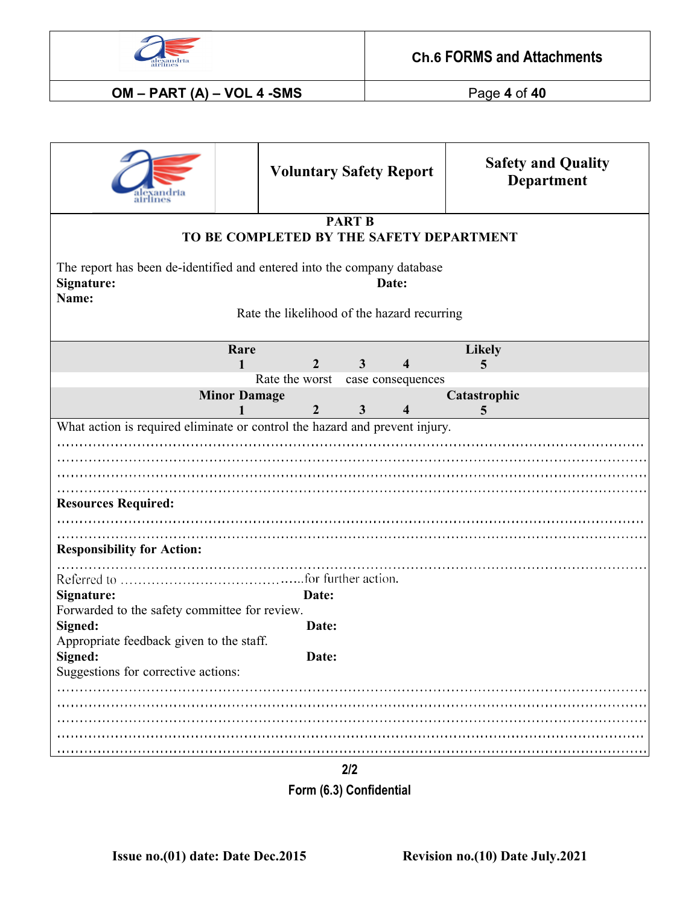| | Voluntary Safety Report | Safety and Quality Department |
|---|---|---|

**PART B**
**TO BE COMPLETED BY THE SAFETY DEPARTMENT**

The report has been de-identified and entered into the company database

**Signature:** **Date:**

**Name:**

Rate the likelihood of the hazard recurring

| **Rare** | | | | **Likely** |
|---|---|---|---|---|
| **1** | **2** | **3** | **4** | **5** |

Rate the worst case consequences

| **Minor Damage** | | | | **Catastrophic** |
|---|---|---|---|---|
| **1** | **2** | **3** | **4** | **5** |

What action is required eliminate or control the hazard and prevent injury.

..........................................................................................................................................

..........................................................................................................................................

..........................................................................................................................................

..........................................................................................................................................

**Resources Required:**

..........................................................................................................................................

..........................................................................................................................................

**Responsibility for Action:**

..........................................................................................................................................

Referred to ...........................................for further action.

**Signature:** **Date:**

Forwarded to the safety committee for review.

**Signed:** **Date:**

Appropriate feedback given to the staff.

**Signed:** **Date:**

Suggestions for corrective actions:

..........................................................................................................................................

..........................................................................................................................................

..........................................................................................................................................

..........................................................................................................................................

..........................................................................................................................................

**2/2**

**Form (6.3) Confidential**